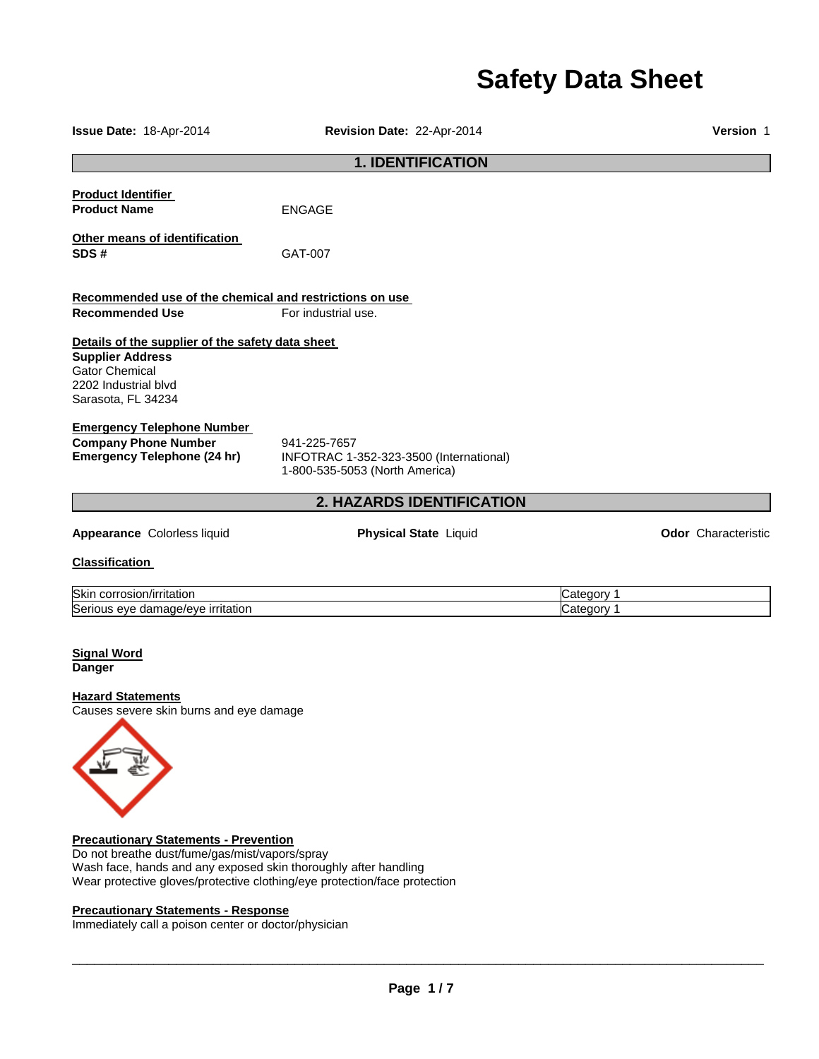# Safety Data Sheet

**Issue Date:** 18-Apr-2014 **Revision Date:** 22-Apr-2014 **Version** 1

## 1. IDENTIFICATION

**Product Identifier**

**Product Name** ENGAGE

**Other means of identification**

**SDS #** GAT-007

**Recommended use of the chemical and restrictions on use**

**Recommended Use** For industrial use.

**Details of the supplier of the safety data sheet**

**Supplier Address**
Gator Chemical
2202 Industrial blvd
Sarasota, FL 34234

**Emergency Telephone Number**

**Company Phone Number** 941-225-7657

**Emergency Telephone (24 hr)** INFOTRAC 1-352-323-3500 (International)
1-800-535-5053 (North America)

## 2. HAZARDS IDENTIFICATION

**Appearance** Colorless liquid **Physical State** Liquid **Odor** Characteristic

**Classification**

| | |
|---|---|
| Skin corrosion/irritation | Category 1 |
| Serious eye damage/eye irritation | Category 1 |

**Signal Word**
**Danger**

**Hazard Statements**
Causes severe skin burns and eye damage

**Precautionary Statements - Prevention**
Do not breathe dust/fume/gas/mist/vapors/spray
Wash face, hands and any exposed skin thoroughly after handling
Wear protective gloves/protective clothing/eye protection/face protection

**Precautionary Statements - Response**
Immediately call a poison center or doctor/physician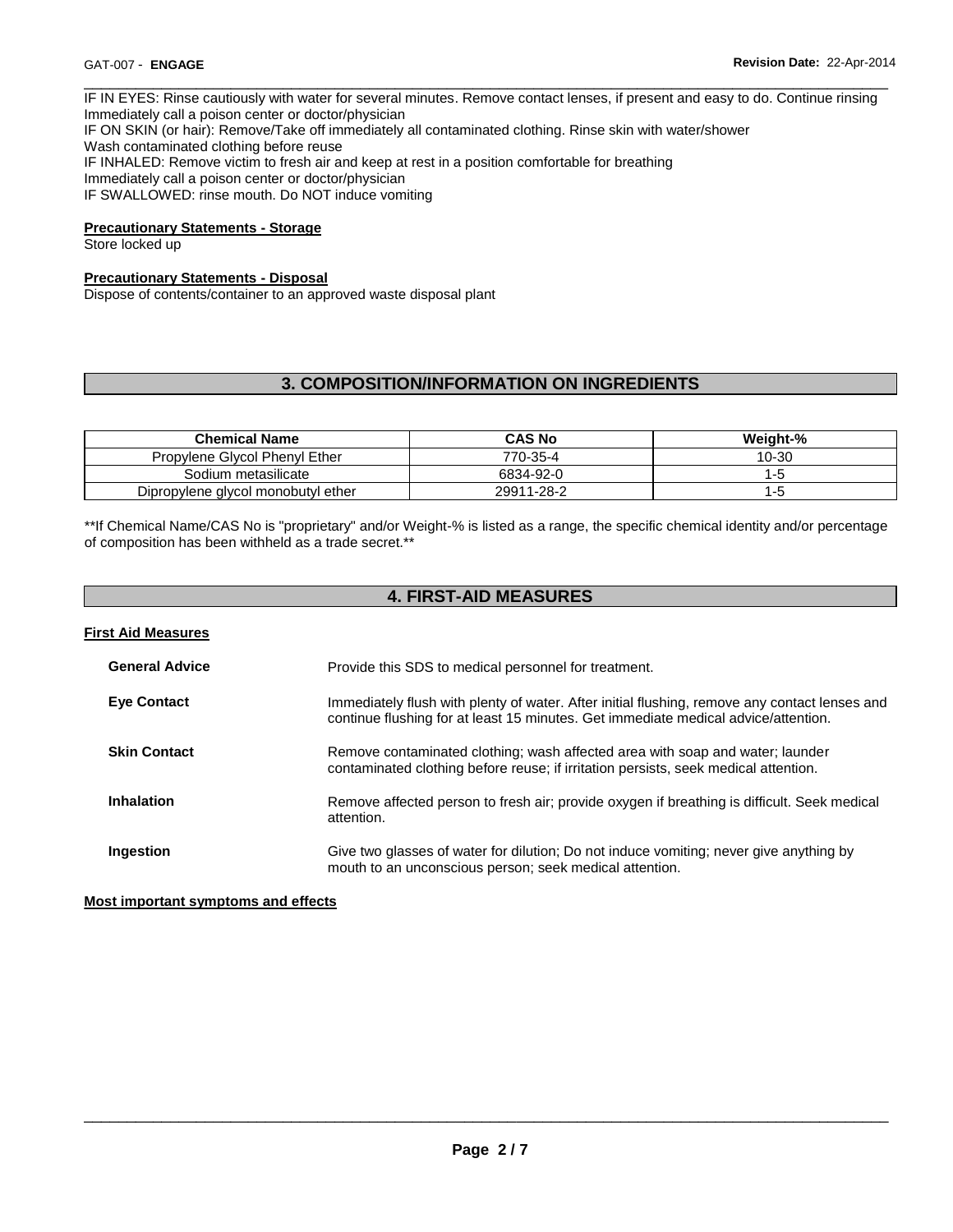IF IN EYES: Rinse cautiously with water for several minutes. Remove contact lenses, if present and easy to do. Continue rinsing
Immediately call a poison center or doctor/physician
IF ON SKIN (or hair): Remove/Take off immediately all contaminated clothing. Rinse skin with water/shower
Wash contaminated clothing before reuse
IF INHALED: Remove victim to fresh air and keep at rest in a position comfortable for breathing
Immediately call a poison center or doctor/physician
IF SWALLOWED: rinse mouth. Do NOT induce vomiting

**Precautionary Statements - Storage**

Store locked up

**Precautionary Statements - Disposal**

Dispose of contents/container to an approved waste disposal plant

## 3. COMPOSITION/INFORMATION ON INGREDIENTS

| Chemical Name | CAS No | Weight-% |
| --- | --- | --- |
| Propylene Glycol Phenyl Ether | 770-35-4 | 10-30 |
| Sodium metasilicate | 6834-92-0 | 1-5 |
| Dipropylene glycol monobutyl ether | 29911-28-2 | 1-5 |

**If Chemical Name/CAS No is "proprietary" and/or Weight-% is listed as a range, the specific chemical identity and/or percentage of composition has been withheld as a trade secret.**

## 4. FIRST-AID MEASURES

**First Aid Measures**

**General Advice** Provide this SDS to medical personnel for treatment.

**Eye Contact** Immediately flush with plenty of water. After initial flushing, remove any contact lenses and continue flushing for at least 15 minutes. Get immediate medical advice/attention.

**Skin Contact** Remove contaminated clothing; wash affected area with soap and water; launder contaminated clothing before reuse; if irritation persists, seek medical attention.

**Inhalation** Remove affected person to fresh air; provide oxygen if breathing is difficult. Seek medical attention.

**Ingestion** Give two glasses of water for dilution; Do not induce vomiting; never give anything by mouth to an unconscious person; seek medical attention.

**Most important symptoms and effects**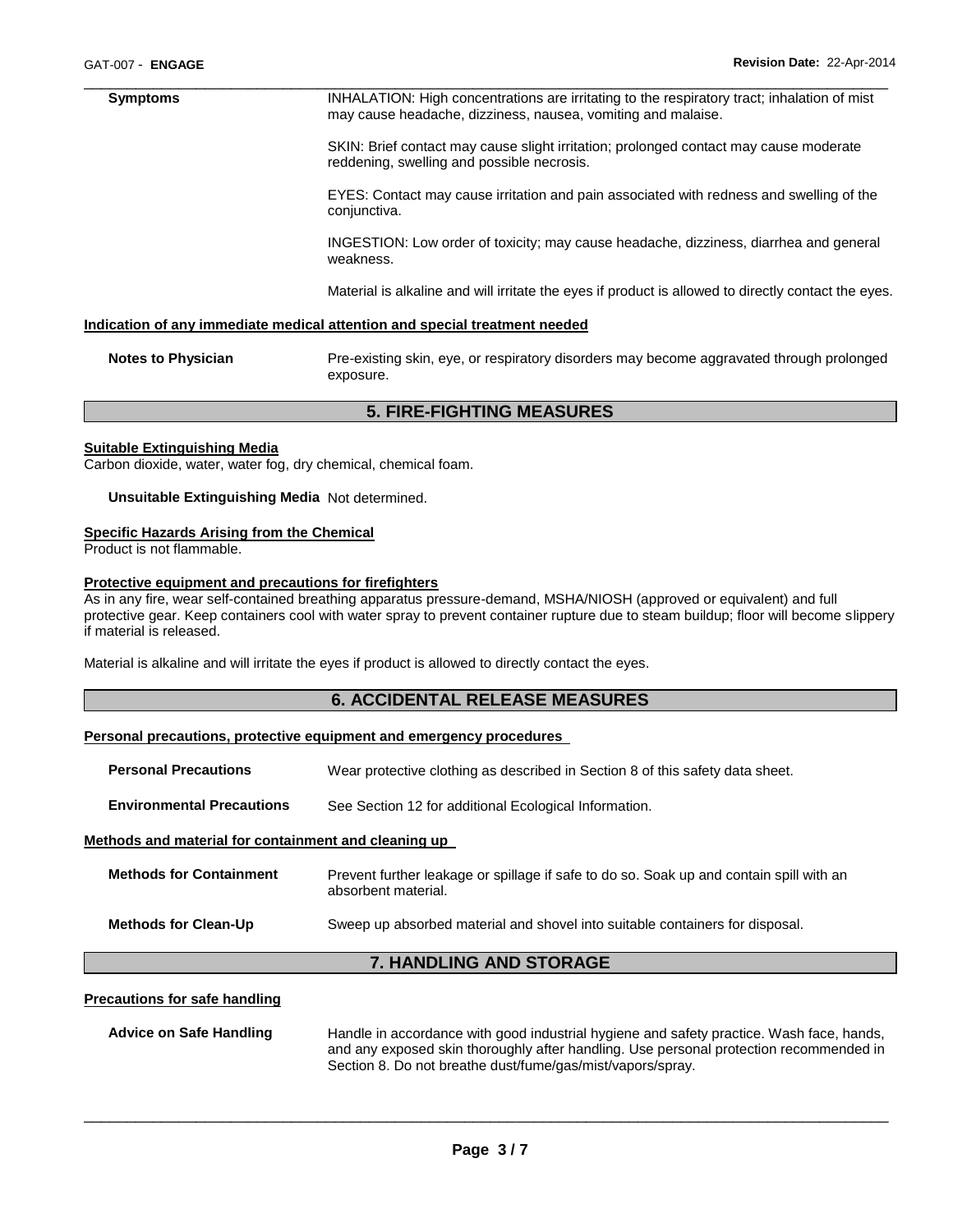| | |
|---|---|
| **Symptoms** | INHALATION: High concentrations are irritating to the respiratory tract; inhalation of mist may cause headache, dizziness, nausea, vomiting and malaise.<br><br>SKIN: Brief contact may cause slight irritation; prolonged contact may cause moderate reddening, swelling and possible necrosis.<br><br>EYES: Contact may cause irritation and pain associated with redness and swelling of the conjunctiva.<br><br>INGESTION: Low order of toxicity; may cause headache, dizziness, diarrhea and general weakness.<br><br>Material is alkaline and will irritate the eyes if product is allowed to directly contact the eyes. |

**Indication of any immediate medical attention and special treatment needed**

| | |
|---|---|
| **Notes to Physician** | Pre-existing skin, eye, or respiratory disorders may become aggravated through prolonged exposure. |

## 5. FIRE-FIGHTING MEASURES

**Suitable Extinguishing Media**

Carbon dioxide, water, water fog, dry chemical, chemical foam.

**Unsuitable Extinguishing Media** Not determined.

**Specific Hazards Arising from the Chemical**

Product is not flammable.

**Protective equipment and precautions for firefighters**

As in any fire, wear self-contained breathing apparatus pressure-demand, MSHA/NIOSH (approved or equivalent) and full protective gear. Keep containers cool with water spray to prevent container rupture due to steam buildup; floor will become slippery if material is released.

Material is alkaline and will irritate the eyes if product is allowed to directly contact the eyes.

## 6. ACCIDENTAL RELEASE MEASURES

**Personal precautions, protective equipment and emergency procedures**

| | |
|---|---|
| **Personal Precautions** | Wear protective clothing as described in Section 8 of this safety data sheet. |
| **Environmental Precautions** | See Section 12 for additional Ecological Information. |

**Methods and material for containment and cleaning up**

| | |
|---|---|
| **Methods for Containment** | Prevent further leakage or spillage if safe to do so. Soak up and contain spill with an absorbent material. |
| **Methods for Clean-Up** | Sweep up absorbed material and shovel into suitable containers for disposal. |

## 7. HANDLING AND STORAGE

**Precautions for safe handling**

| | |
|---|---|
| **Advice on Safe Handling** | Handle in accordance with good industrial hygiene and safety practice. Wash face, hands, and any exposed skin thoroughly after handling. Use personal protection recommended in Section 8. Do not breathe dust/fume/gas/mist/vapors/spray. |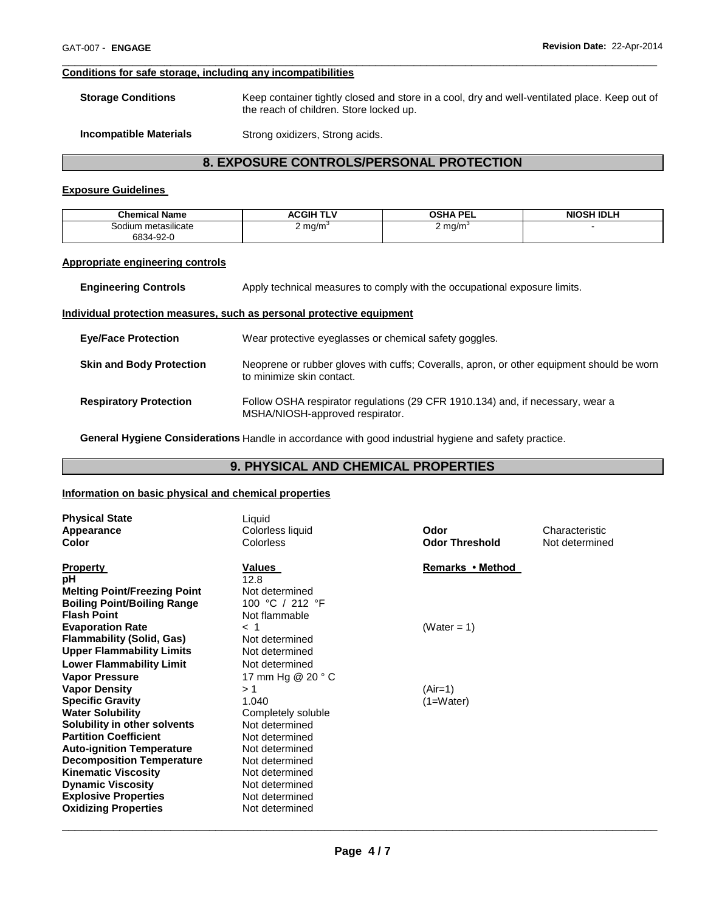#### Conditions for safe storage, including any incompatibilities

**Storage Conditions** Keep container tightly closed and store in a cool, dry and well-ventilated place. Keep out of the reach of children. Store locked up.

**Incompatible Materials** Strong oxidizers, Strong acids.

## 8. EXPOSURE CONTROLS/PERSONAL PROTECTION

#### Exposure Guidelines

| Chemical Name | ACGIH TLV | OSHA PEL | NIOSH IDLH |
|---|---|---|---|
| Sodium metasilicate 6834-92-0 | 2 mg/m$^3$ | 2 mg/m$^3$ | - |

#### Appropriate engineering controls

**Engineering Controls** Apply technical measures to comply with the occupational exposure limits.

#### Individual protection measures, such as personal protective equipment

**Eye/Face Protection** Wear protective eyeglasses or chemical safety goggles.

**Skin and Body Protection** Neoprene or rubber gloves with cuffs; Coveralls, apron, or other equipment should be worn to minimize skin contact.

**Respiratory Protection** Follow OSHA respirator regulations (29 CFR 1910.134) and, if necessary, wear a MSHA/NIOSH-approved respirator.

**General Hygiene Considerations** Handle in accordance with good industrial hygiene and safety practice.

## 9. PHYSICAL AND CHEMICAL PROPERTIES

#### Information on basic physical and chemical properties

**Physical State** Liquid
**Appearance** Colorless liquid
**Color** Colorless
**Odor** Characteristic
**Odor Threshold** Not determined

| Property | Values | Remarks • Method |
|---|---|---|
| **pH** | 12.8 | |
| **Melting Point/Freezing Point** | Not determined | |
| **Boiling Point/Boiling Range** | 100 °C / 212 °F | |
| **Flash Point** | Not flammable | |
| **Evaporation Rate** | < 1 | (Water = 1) |
| **Flammability (Solid, Gas)** | Not determined | |
| **Upper Flammability Limits** | Not determined | |
| **Lower Flammability Limit** | Not determined | |
| **Vapor Pressure** | 17 mm Hg @ 20 ° C | |
| **Vapor Density** | > 1 | (Air=1) |
| **Specific Gravity** | 1.040 | (1=Water) |
| **Water Solubility** | Completely soluble | |
| **Solubility in other solvents** | Not determined | |
| **Partition Coefficient** | Not determined | |
| **Auto-ignition Temperature** | Not determined | |
| **Decomposition Temperature** | Not determined | |
| **Kinematic Viscosity** | Not determined | |
| **Dynamic Viscosity** | Not determined | |
| **Explosive Properties** | Not determined | |
| **Oxidizing Properties** | Not determined | |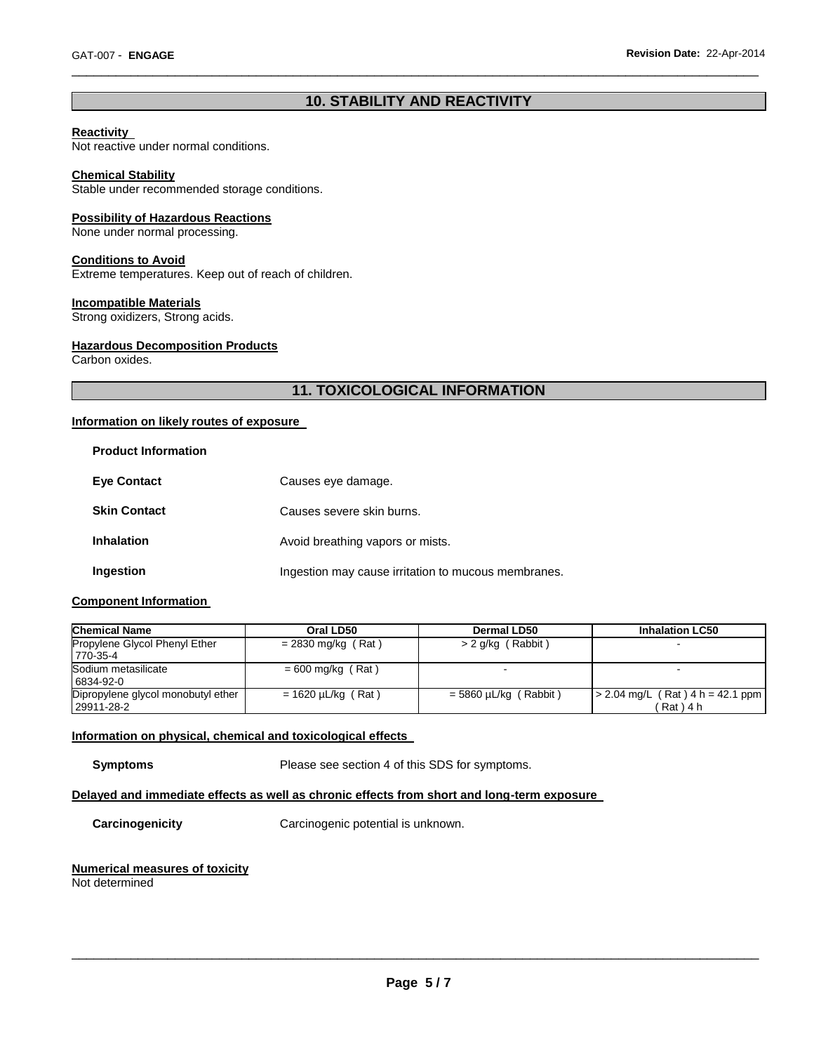## 10. STABILITY AND REACTIVITY

**Reactivity**
Not reactive under normal conditions.

**Chemical Stability**
Stable under recommended storage conditions.

**Possibility of Hazardous Reactions**
None under normal processing.

**Conditions to Avoid**
Extreme temperatures. Keep out of reach of children.

**Incompatible Materials**
Strong oxidizers, Strong acids.

**Hazardous Decomposition Products**
Carbon oxides.

## 11. TOXICOLOGICAL INFORMATION

**Information on likely routes of exposure**

**Product Information**

| | |
|---|---|
| **Eye Contact** | Causes eye damage. |
| **Skin Contact** | Causes severe skin burns. |
| **Inhalation** | Avoid breathing vapors or mists. |
| **Ingestion** | Ingestion may cause irritation to mucous membranes. |

**Component Information**

| Chemical Name | Oral LD50 | Dermal LD50 | Inhalation LC50 |
|---|---|---|---|
| Propylene Glycol Phenyl Ether 770-35-4 | = 2830 mg/kg ( Rat ) | > 2 g/kg ( Rabbit ) | - |
| Sodium metasilicate 6834-92-0 | = 600 mg/kg ( Rat ) | - | - |
| Dipropylene glycol monobutyl ether 29911-28-2 | = 1620 µL/kg ( Rat ) | = 5860 µL/kg ( Rabbit ) | > 2.04 mg/L ( Rat ) 4 h = 42.1 ppm ( Rat ) 4 h |

**Information on physical, chemical and toxicological effects**

**Symptoms** Please see section 4 of this SDS for symptoms.

**Delayed and immediate effects as well as chronic effects from short and long-term exposure**

**Carcinogenicity** Carcinogenic potential is unknown.

**Numerical measures of toxicity**
Not determined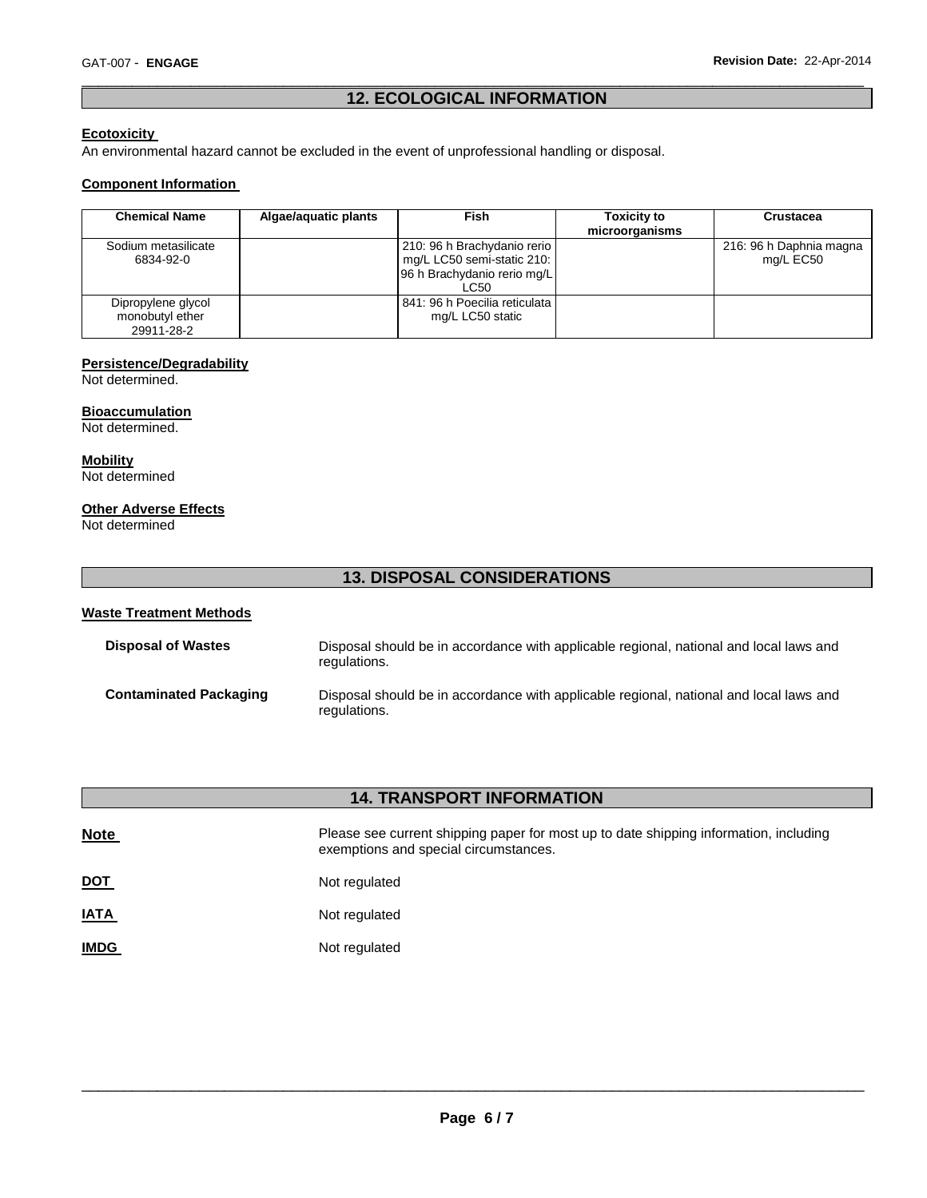## 12. ECOLOGICAL INFORMATION

**Ecotoxicity**

An environmental hazard cannot be excluded in the event of unprofessional handling or disposal.

**Component Information**

| Chemical Name | Algae/aquatic plants | Fish | Toxicity to microorganisms | Crustacea |
|---|---|---|---|---|
| Sodium metasilicate 6834-92-0 | | 210: 96 h Brachydanio rerio mg/L LC50 semi-static 210: 96 h Brachydanio rerio mg/L LC50 | | 216: 96 h Daphnia magna mg/L EC50 |
| Dipropylene glycol monobutyl ether 29911-28-2 | | 841: 96 h Poecilia reticulata mg/L LC50 static | | |

**Persistence/Degradability**

Not determined.

**Bioaccumulation**

Not determined.

**Mobility**

Not determined

**Other Adverse Effects**

Not determined

## 13. DISPOSAL CONSIDERATIONS

**Waste Treatment Methods**

**Disposal of Wastes** Disposal should be in accordance with applicable regional, national and local laws and regulations.

**Contaminated Packaging** Disposal should be in accordance with applicable regional, national and local laws and regulations.

## 14. TRANSPORT INFORMATION

**Note** Please see current shipping paper for most up to date shipping information, including exemptions and special circumstances.

**DOT** Not regulated

**IATA** Not regulated

**IMDG** Not regulated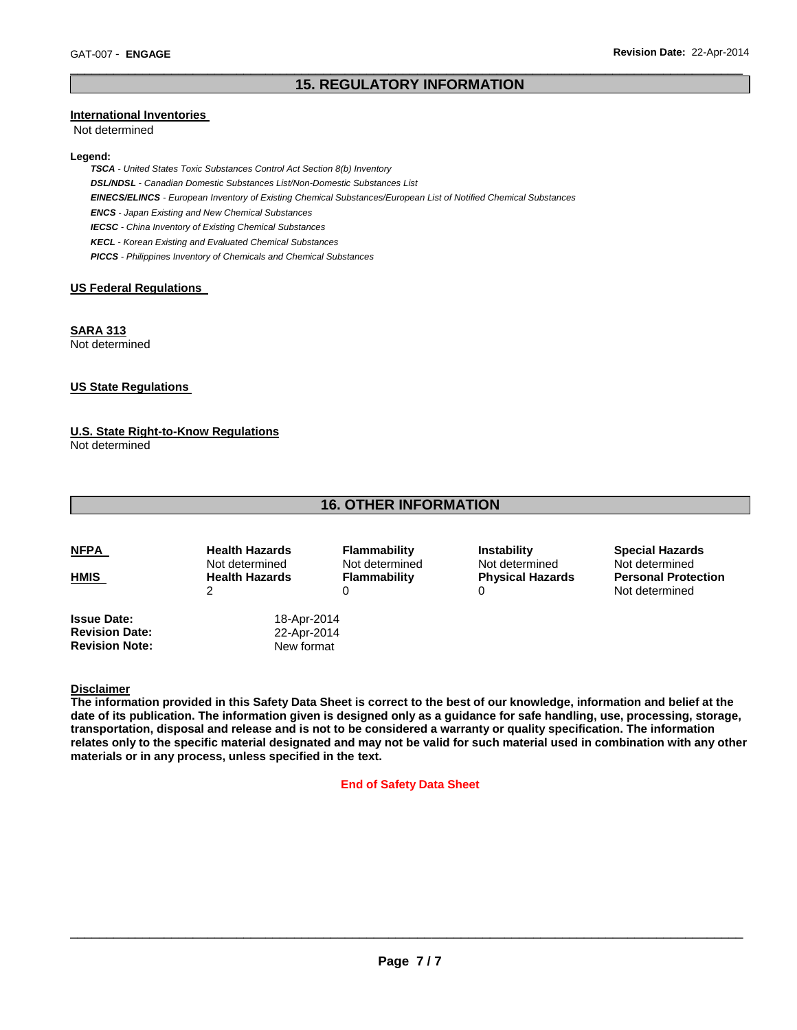## 15. REGULATORY INFORMATION

**International Inventories**

Not determined

**Legend:**

***TSCA*** *- United States Toxic Substances Control Act Section 8(b) Inventory*
***DSL/NDSL*** *- Canadian Domestic Substances List/Non-Domestic Substances List*
***EINECS/ELINCS*** *- European Inventory of Existing Chemical Substances/European List of Notified Chemical Substances*
***ENCS*** *- Japan Existing and New Chemical Substances*
***IECSC*** *- China Inventory of Existing Chemical Substances*
***KECL*** *- Korean Existing and Evaluated Chemical Substances*
***PICCS*** *- Philippines Inventory of Chemicals and Chemical Substances*

**US Federal Regulations**

**SARA 313**

Not determined

**US State Regulations**

**U.S. State Right-to-Know Regulations**

Not determined

## 16. OTHER INFORMATION

| | | | | |
|---|---|---|---|---|
| **NFPA** | **Health Hazards** Not determined | **Flammability** Not determined | **Instability** Not determined | **Special Hazards** Not determined |
| **HMIS** | **Health Hazards** 2 | **Flammability** 0 | **Physical Hazards** 0 | **Personal Protection** Not determined |

**Issue Date:** 18-Apr-2014
**Revision Date:** 22-Apr-2014
**Revision Note:** New format

**Disclaimer**

**The information provided in this Safety Data Sheet is correct to the best of our knowledge, information and belief at the date of its publication. The information given is designed only as a guidance for safe handling, use, processing, storage, transportation, disposal and release and is not to be considered a warranty or quality specification. The information relates only to the specific material designated and may not be valid for such material used in combination with any other materials or in any process, unless specified in the text.**

**End of Safety Data Sheet**